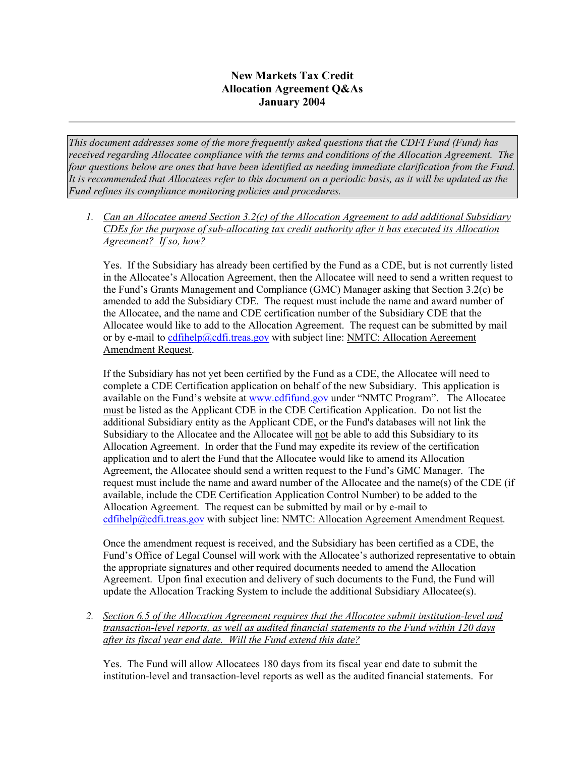# New Markets Tax Credit
## Allocation Agreement Q&As
### January 2004

---

> *This document addresses some of the more frequently asked questions that the CDFI Fund (Fund) has received regarding Allocatee compliance with the terms and conditions of the Allocation Agreement. The four questions below are ones that have been identified as needing immediate clarification from the Fund. It is recommended that Allocatees refer to this document on a periodic basis, as it will be updated as the Fund refines its compliance monitoring policies and procedures.*

1. *Can an Allocatee amend Section 3.2(c) of the Allocation Agreement to add additional Subsidiary CDEs for the purpose of sub-allocating tax credit authority after it has executed its Allocation Agreement? If so, how?*

   Yes. If the Subsidiary has already been certified by the Fund as a CDE, but is not currently listed in the Allocatee's Allocation Agreement, then the Allocatee will need to send a written request to the Fund's Grants Management and Compliance (GMC) Manager asking that Section 3.2(c) be amended to add the Subsidiary CDE. The request must include the name and award number of the Allocatee, and the name and CDE certification number of the Subsidiary CDE that the Allocatee would like to add to the Allocation Agreement. The request can be submitted by mail or by e-mail to cdfihelp@cdfi.treas.gov with subject line: NMTC: Allocation Agreement Amendment Request.

   If the Subsidiary has not yet been certified by the Fund as a CDE, the Allocatee will need to complete a CDE Certification application on behalf of the new Subsidiary. This application is available on the Fund's website at www.cdfifund.gov under "NMTC Program". The Allocatee must be listed as the Applicant CDE in the CDE Certification Application. Do not list the additional Subsidiary entity as the Applicant CDE, or the Fund's databases will not link the Subsidiary to the Allocatee and the Allocatee will not be able to add this Subsidiary to its Allocation Agreement. In order that the Fund may expedite its review of the certification application and to alert the Fund that the Allocatee would like to amend its Allocation Agreement, the Allocatee should send a written request to the Fund's GMC Manager. The request must include the name and award number of the Allocatee and the name(s) of the CDE (if available, include the CDE Certification Application Control Number) to be added to the Allocation Agreement. The request can be submitted by mail or by e-mail to cdfihelp@cdfi.treas.gov with subject line: NMTC: Allocation Agreement Amendment Request.

   Once the amendment request is received, and the Subsidiary has been certified as a CDE, the Fund's Office of Legal Counsel will work with the Allocatee's authorized representative to obtain the appropriate signatures and other required documents needed to amend the Allocation Agreement. Upon final execution and delivery of such documents to the Fund, the Fund will update the Allocation Tracking System to include the additional Subsidiary Allocatee(s).

2. *Section 6.5 of the Allocation Agreement requires that the Allocatee submit institution-level and transaction-level reports, as well as audited financial statements to the Fund within 120 days after its fiscal year end date. Will the Fund extend this date?*

   Yes. The Fund will allow Allocatees 180 days from its fiscal year end date to submit the institution-level and transaction-level reports as well as the audited financial statements. For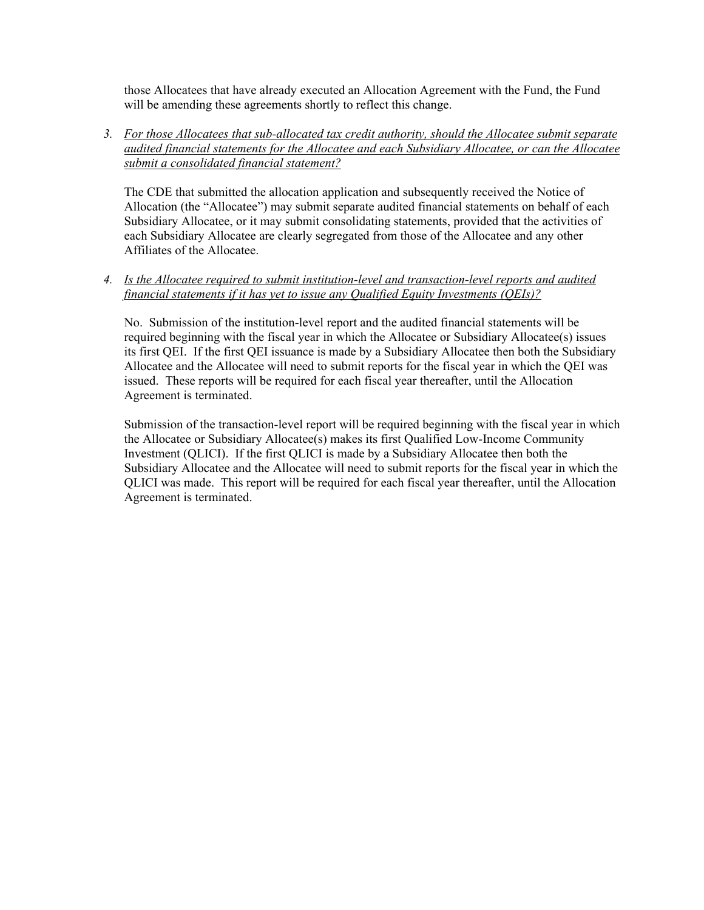those Allocatees that have already executed an Allocation Agreement with the Fund, the Fund will be amending these agreements shortly to reflect this change.

3. *For those Allocatees that sub-allocated tax credit authority, should the Allocatee submit separate audited financial statements for the Allocatee and each Subsidiary Allocatee, or can the Allocatee submit a consolidated financial statement?*

   The CDE that submitted the allocation application and subsequently received the Notice of Allocation (the "Allocatee") may submit separate audited financial statements on behalf of each Subsidiary Allocatee, or it may submit consolidating statements, provided that the activities of each Subsidiary Allocatee are clearly segregated from those of the Allocatee and any other Affiliates of the Allocatee.

4. *Is the Allocatee required to submit institution-level and transaction-level reports and audited financial statements if it has yet to issue any Qualified Equity Investments (QEIs)?*

   No. Submission of the institution-level report and the audited financial statements will be required beginning with the fiscal year in which the Allocatee or Subsidiary Allocatee(s) issues its first QEI. If the first QEI issuance is made by a Subsidiary Allocatee then both the Subsidiary Allocatee and the Allocatee will need to submit reports for the fiscal year in which the QEI was issued. These reports will be required for each fiscal year thereafter, until the Allocation Agreement is terminated.

   Submission of the transaction-level report will be required beginning with the fiscal year in which the Allocatee or Subsidiary Allocatee(s) makes its first Qualified Low-Income Community Investment (QLICI). If the first QLICI is made by a Subsidiary Allocatee then both the Subsidiary Allocatee and the Allocatee will need to submit reports for the fiscal year in which the QLICI was made. This report will be required for each fiscal year thereafter, until the Allocation Agreement is terminated.